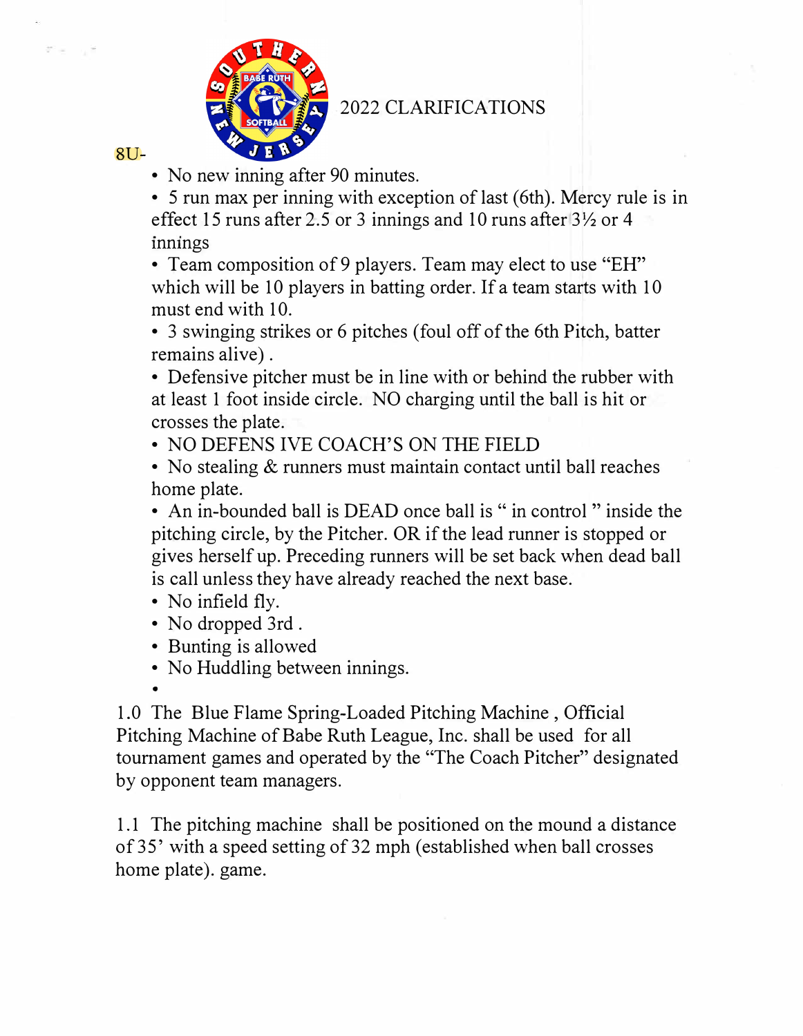# 2022 CLARIFICATIONS

8U-

- No new inning after 90 minutes.
- 5 run max per inning with exception of last (6th). Mercy rule is in effect 15 runs after 2.5 or 3 innings and 10 runs after 3½ or 4 innings
- Team composition of 9 players. Team may elect to use "EH" which will be 10 players in batting order. If a team starts with 10 must end with 10.
- 3 swinging strikes or 6 pitches (foul off of the 6th Pitch, batter remains alive) .
- Defensive pitcher must be in line with or behind the rubber with at least 1 foot inside circle. NO charging until the ball is hit or crosses the plate.
- NO DEFENS IVE COACH'S ON THE FIELD
- No stealing & runners must maintain contact until ball reaches home plate.
- An in-bounded ball is DEAD once ball is " in control " inside the pitching circle, by the Pitcher. OR if the lead runner is stopped or gives herself up. Preceding runners will be set back when dead ball is call unless they have already reached the next base.
- No infield fly.
- No dropped 3rd .
- Bunting is allowed
- No Huddling between innings.
-

1.0 The Blue Flame Spring-Loaded Pitching Machine , Official Pitching Machine of Babe Ruth League, Inc. shall be used for all tournament games and operated by the "The Coach Pitcher" designated by opponent team managers.

1.1 The pitching machine shall be positioned on the mound a distance of 35' with a speed setting of 32 mph (established when ball crosses home plate). game.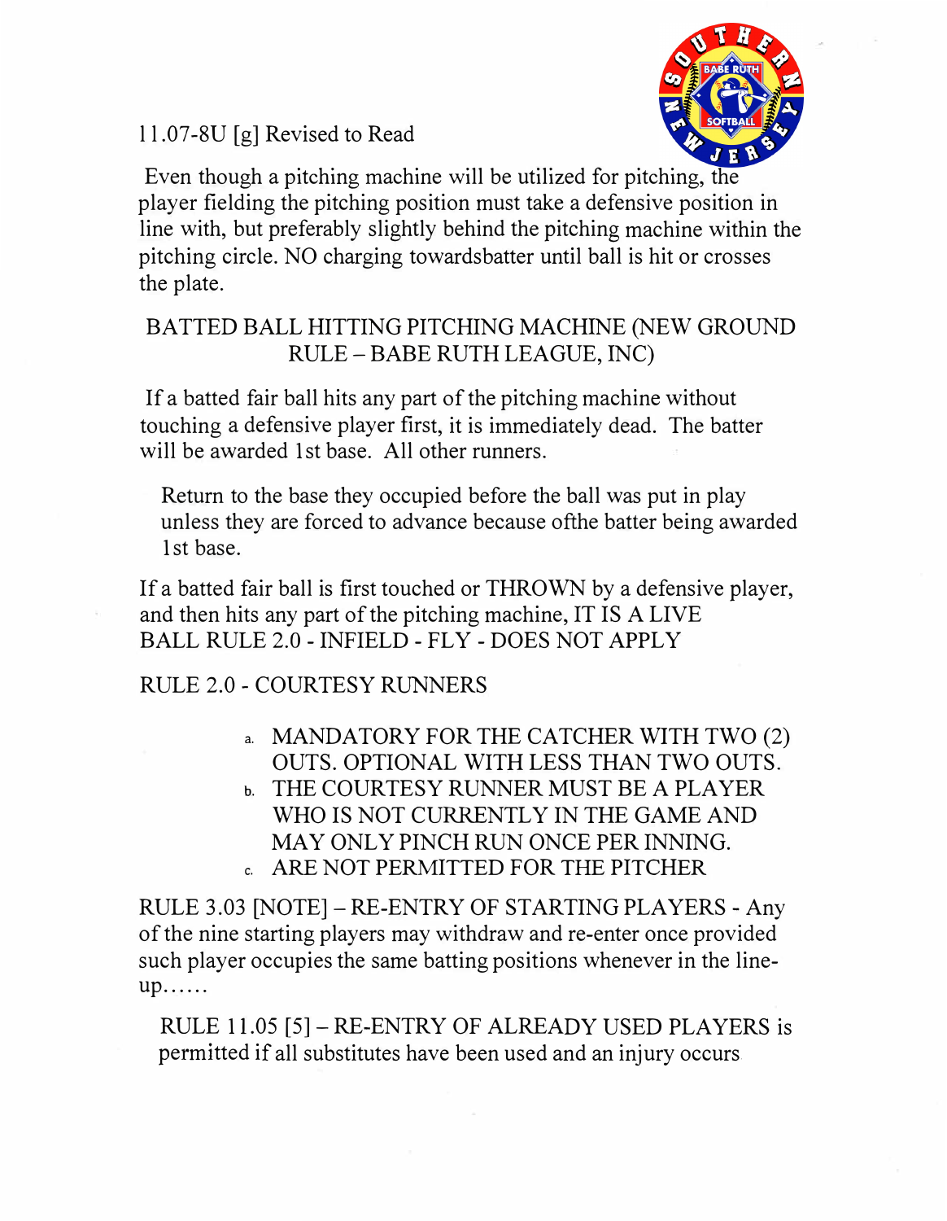11.07-8U [g] Revised to Read

Even though a pitching machine will be utilized for pitching, the player fielding the pitching position must take a defensive position in line with, but preferably slightly behind the pitching machine within the pitching circle. NO charging towardsbatter until ball is hit or crosses the plate.

BATTED BALL HITTING PITCHING MACHINE (NEW GROUND RULE – BABE RUTH LEAGUE, INC)

If a batted fair ball hits any part of the pitching machine without touching a defensive player first, it is immediately dead. The batter will be awarded 1st base. All other runners.

Return to the base they occupied before the ball was put in play unless they are forced to advance because ofthe batter being awarded 1st base.

If a batted fair ball is first touched or THROWN by a defensive player, and then hits any part of the pitching machine, IT IS A LIVE BALL RULE 2.0 - INFIELD - FLY - DOES NOT APPLY

RULE 2.0 - COURTESY RUNNERS

a. MANDATORY FOR THE CATCHER WITH TWO (2) OUTS. OPTIONAL WITH LESS THAN TWO OUTS.
b. THE COURTESY RUNNER MUST BE A PLAYER WHO IS NOT CURRENTLY IN THE GAME AND MAY ONLY PINCH RUN ONCE PER INNING.
c. ARE NOT PERMITTED FOR THE PITCHER

RULE 3.03 [NOTE] – RE-ENTRY OF STARTING PLAYERS - Any of the nine starting players may withdraw and re-enter once provided such player occupies the same batting positions whenever in the line-up……

RULE 11.05 [5] – RE-ENTRY OF ALREADY USED PLAYERS is permitted if all substitutes have been used and an injury occurs